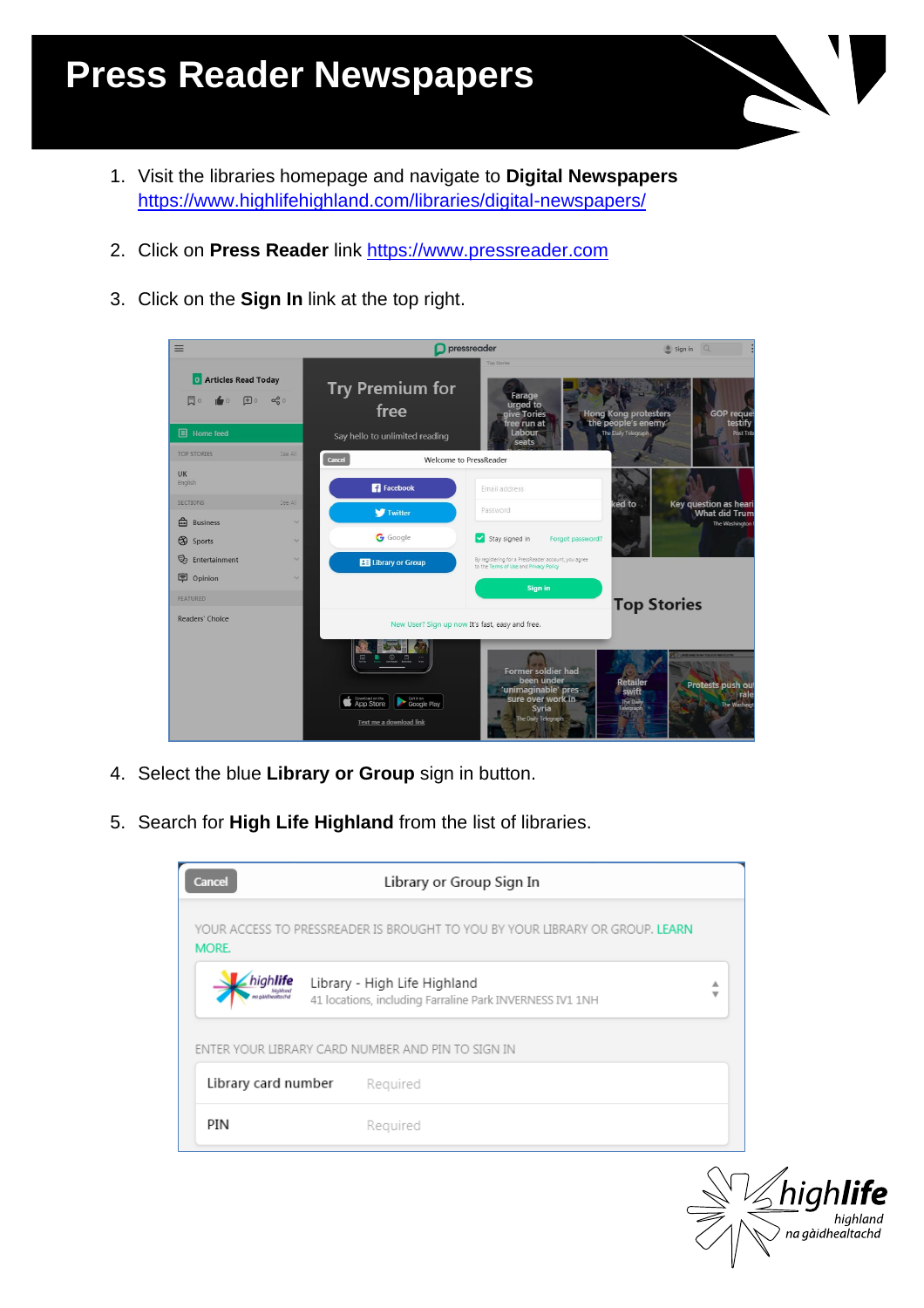# Press Reader Newspapers

1. Visit the libraries homepage and navigate to **Digital Newspapers** https://www.highlifehighland.com/libraries/digital-newspapers/

2. Click on **Press Reader** link https://www.pressreader.com

3. Click on the **Sign In** link at the top right.

4. Select the blue **Library or Group** sign in button.

5. Search for **High Life Highland** from the list of libraries.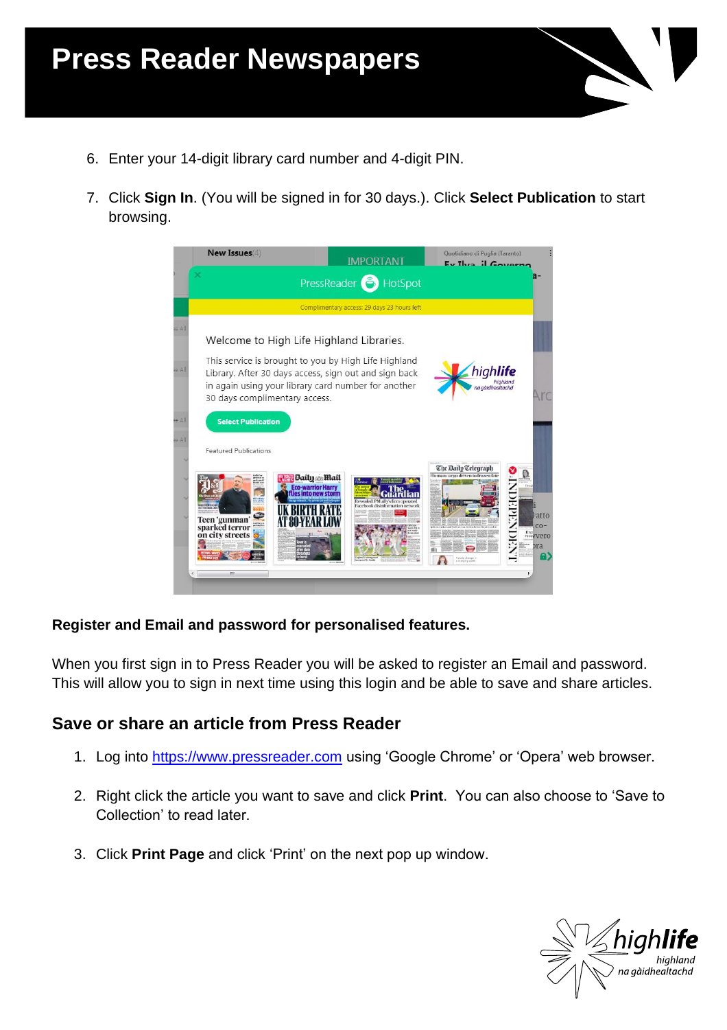# Press Reader Newspapers

6. Enter your 14-digit library card number and 4-digit PIN.

7. Click **Sign In**. (You will be signed in for 30 days.). Click **Select Publication** to start browsing.

**Register and Email and password for personalised features.**

When you first sign in to Press Reader you will be asked to register an Email and password. This will allow you to sign in next time using this login and be able to save and share articles.

## Save or share an article from Press Reader

1. Log into https://www.pressreader.com using 'Google Chrome' or 'Opera' web browser.

2. Right click the article you want to save and click **Print**. You can also choose to 'Save to Collection' to read later.

3. Click **Print Page** and click 'Print' on the next pop up window.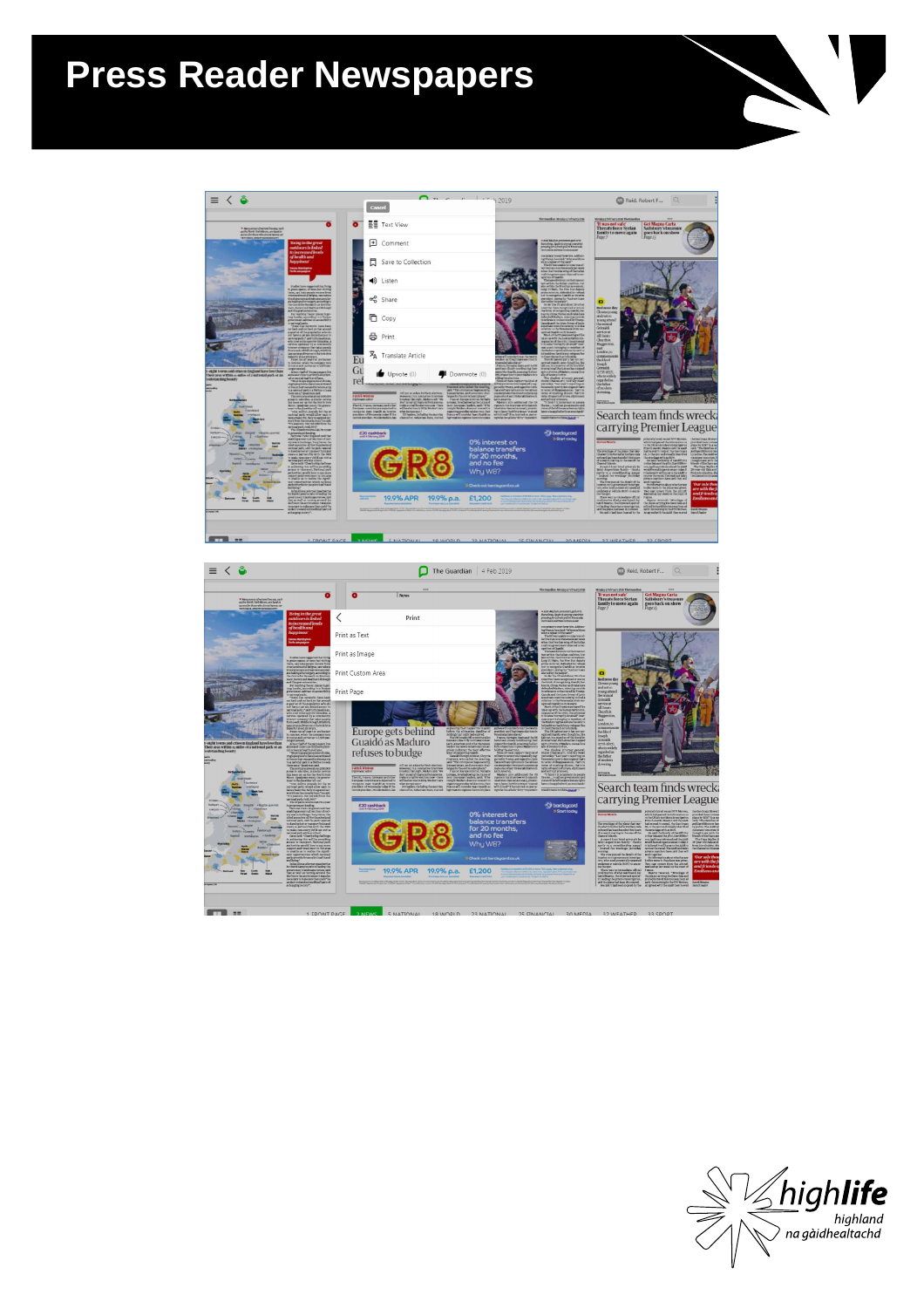# Press Reader Newspapers

Cancel

Text View

Comment

Save to Collection

Listen

Share

Copy

Print

Translate Article

Upvote (0)

Downvote (0)

Print

Print as Text

Print as Image

Print Custom Area

Print Page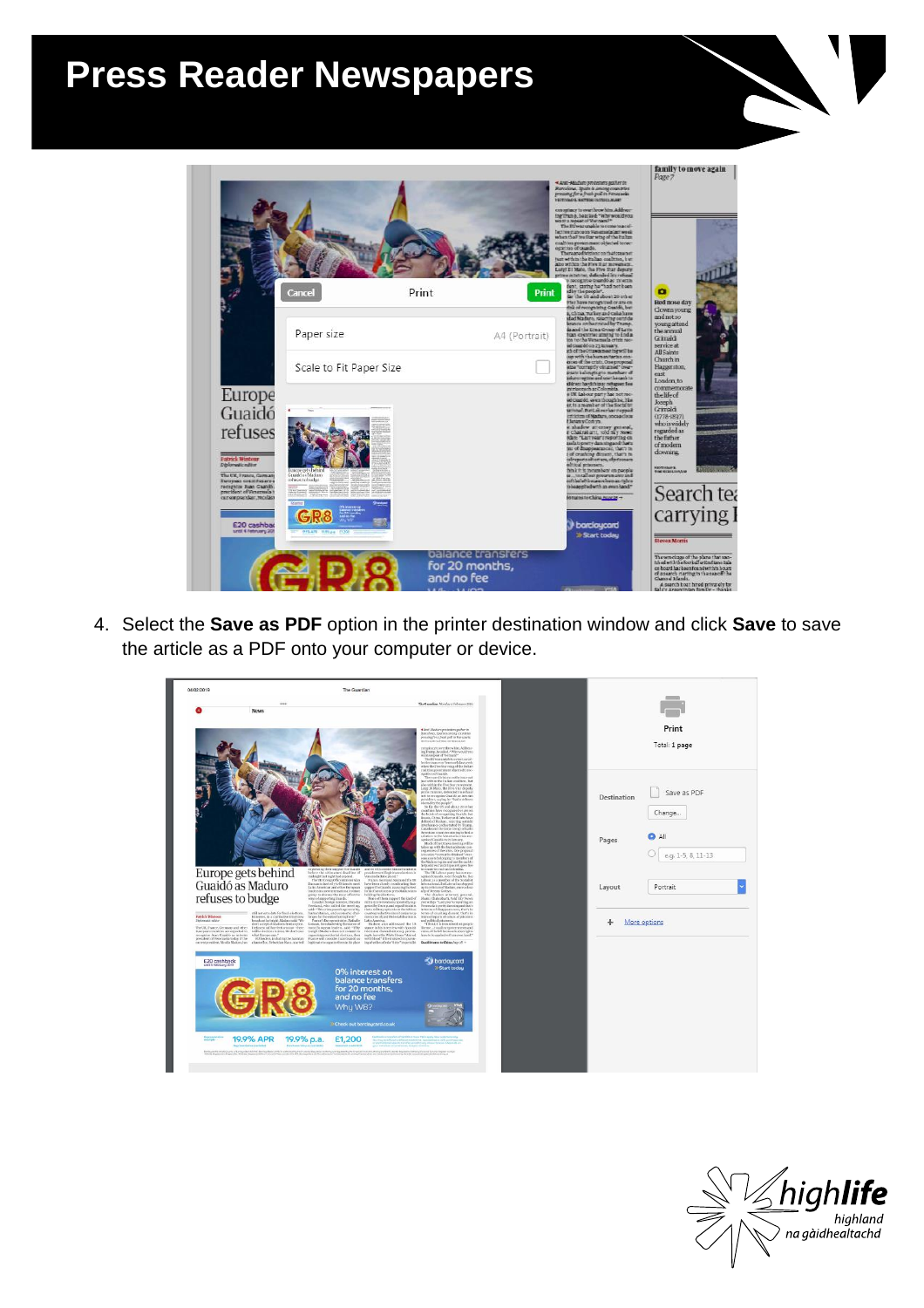# Press Reader Newspapers

4. Select the **Save as PDF** option in the printer destination window and click **Save** to save the article as a PDF onto your computer or device.